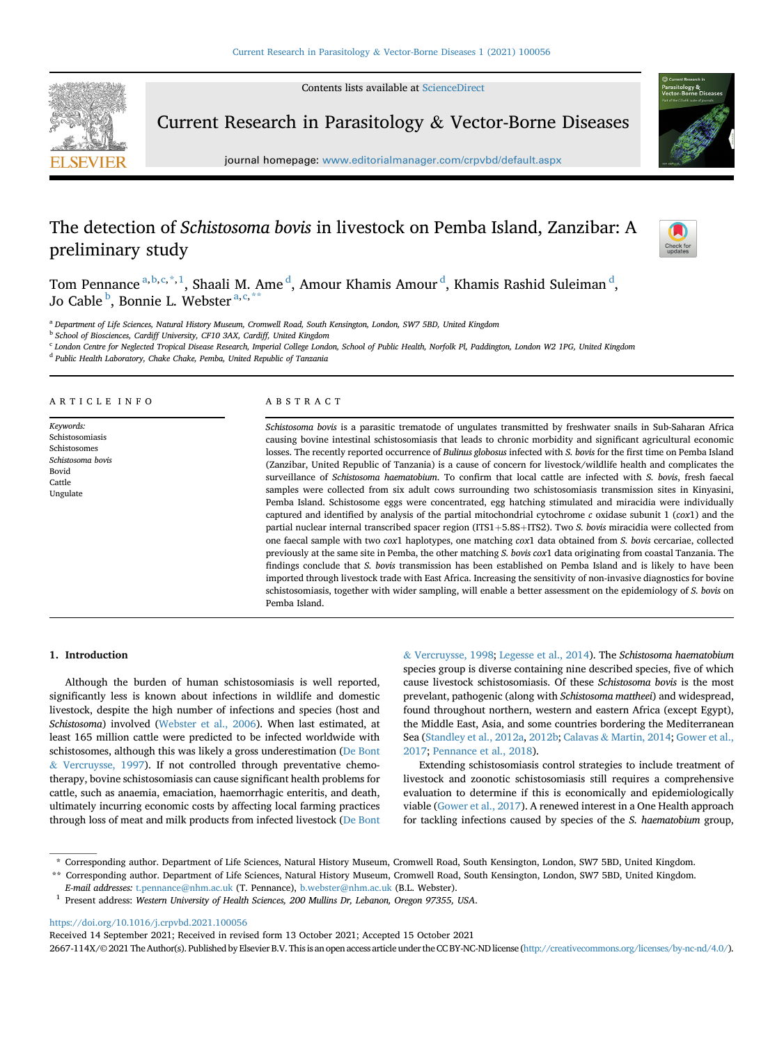# The detection of *Schistosoma bovis* in livestock on Pemba Island, Zanzibar: A preliminary study

Tom Pennance[a,b,c,*,1], Shaali M. Ame[d], Amour Khamis Amour[d], Khamis Rashid Suleiman[d], Jo Cable[b], Bonnie L. Webster[a,c,**]

[a] Department of Life Sciences, Natural History Museum, Cromwell Road, South Kensington, London, SW7 5BD, United Kingdom
[b] School of Biosciences, Cardiff University, CF10 3AX, Cardiff, United Kingdom
[c] London Centre for Neglected Tropical Disease Research, Imperial College London, School of Public Health, Norfolk Pl, Paddington, London W2 1PG, United Kingdom
[d] Public Health Laboratory, Chake Chake, Pemba, United Republic of Tanzania

## ARTICLE INFO

*Keywords:*
Schistosomiasis
Schistosomes
*Schistosoma bovis*
Bovid
Cattle
Ungulate

## ABSTRACT

*Schistosoma bovis* is a parasitic trematode of ungulates transmitted by freshwater snails in Sub-Saharan Africa causing bovine intestinal schistosomiasis that leads to chronic morbidity and significant agricultural economic losses. The recently reported occurrence of *Bulinus globosus* infected with *S. bovis* for the first time on Pemba Island (Zanzibar, United Republic of Tanzania) is a cause of concern for livestock/wildlife health and complicates the surveillance of *Schistosoma haematobium*. To confirm that local cattle are infected with *S. bovis*, fresh faecal samples were collected from six adult cows surrounding two schistosomiasis transmission sites in Kinyasini, Pemba Island. Schistosome eggs were concentrated, egg hatching stimulated and miracidia were individually captured and identified by analysis of the partial mitochondrial cytochrome *c* oxidase subunit 1 (*cox*1) and the partial nuclear internal transcribed spacer region (ITS1+5.8S+ITS2). Two *S. bovis* miracidia were collected from one faecal sample with two *cox*1 haplotypes, one matching *cox*1 data obtained from *S. bovis* cercariae, collected previously at the same site in Pemba, the other matching *S. bovis cox*1 data originating from coastal Tanzania. The findings conclude that *S. bovis* transmission has been established on Pemba Island and is likely to have been imported through livestock trade with East Africa. Increasing the sensitivity of non-invasive diagnostics for bovine schistosomiasis, together with wider sampling, will enable a better assessment on the epidemiology of *S. bovis* on Pemba Island.

## 1. Introduction

Although the burden of human schistosomiasis is well reported, significantly less is known about infections in wildlife and domestic livestock, despite the high number of infections and species (host and *Schistosoma*) involved (Webster et al., 2006). When last estimated, at least 165 million cattle were predicted to be infected worldwide with schistosomes, although this was likely a gross underestimation (De Bont & Vercruysse, 1997). If not controlled through preventative chemotherapy, bovine schistosomiasis can cause significant health problems for cattle, such as anaemia, emaciation, haemorrhagic enteritis, and death, ultimately incurring economic costs by affecting local farming practices through loss of meat and milk products from infected livestock (De Bont & Vercruysse, 1998; Legesse et al., 2014). The *Schistosoma haematobium* species group is diverse containing nine described species, five of which cause livestock schistosomiasis. Of these *Schistosoma bovis* is the most prevelant, pathogenic (along with *Schistosoma mattheei*) and widespread, found throughout northern, western and eastern Africa (except Egypt), the Middle East, Asia, and some countries bordering the Mediterranean Sea (Standley et al., 2012a, 2012b; Calavas & Martin, 2014; Gower et al., 2017; Pennance et al., 2018).

Extending schistosomiasis control strategies to include treatment of livestock and zoonotic schistosomiasis still requires a comprehensive evaluation to determine if this is economically and epidemiologically viable (Gower et al., 2017). A renewed interest in a One Health approach for tackling infections caused by species of the *S. haematobium* group,

\* Corresponding author. Department of Life Sciences, Natural History Museum, Cromwell Road, South Kensington, London, SW7 5BD, United Kingdom.
\*\* Corresponding author. Department of Life Sciences, Natural History Museum, Cromwell Road, South Kensington, London, SW7 5BD, United Kingdom.
*E-mail addresses:* t.pennance@nhm.ac.uk (T. Pennance), b.webster@nhm.ac.uk (B.L. Webster).
[1] Present address: *Western University of Health Sciences, 200 Mullins Dr, Lebanon, Oregon 97355, USA*.

https://doi.org/10.1016/j.crpvbd.2021.100056
Received 14 September 2021; Received in revised form 13 October 2021; Accepted 15 October 2021
2667-114X/© 2021 The Author(s). Published by Elsevier B.V. This is an open access article under the CC BY-NC-ND license (http://creativecommons.org/licenses/by-nc-nd/4.0/).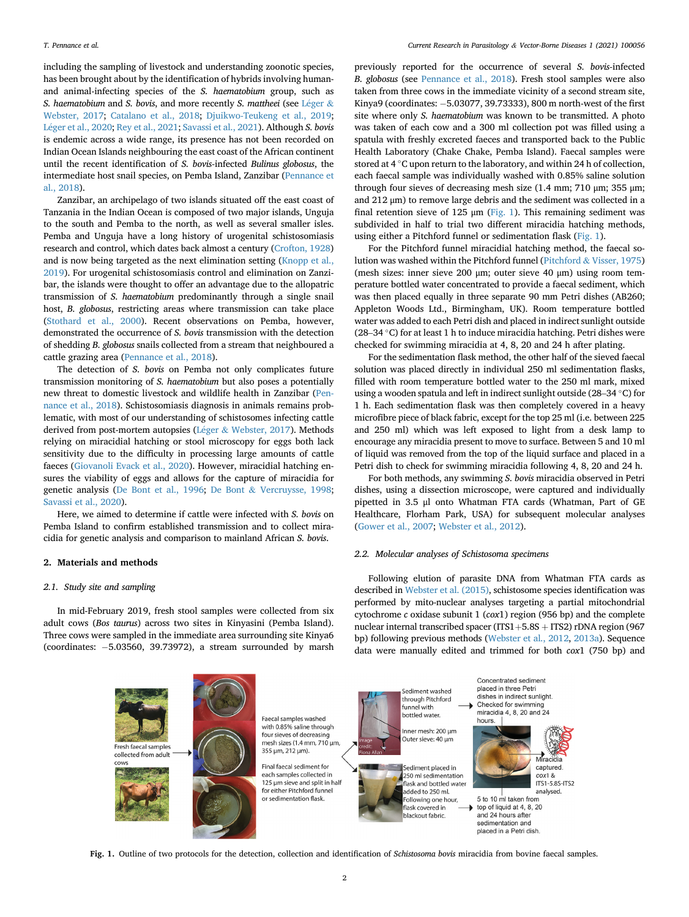including the sampling of livestock and understanding zoonotic species, has been brought about by the identification of hybrids involving human- and animal-infecting species of the *S. haematobium* group, such as *S. haematobium* and *S. bovis*, and more recently *S. mattheei* (see Léger & Webster, 2017; Catalano et al., 2018; Djuikwo-Teukeng et al., 2019; Léger et al., 2020; Rey et al., 2021; Savassi et al., 2021). Although *S. bovis* is endemic across a wide range, its presence has not been recorded on Indian Ocean Islands neighbouring the east coast of the African continent until the recent identification of *S. bovis*-infected *Bulinus globosus*, the intermediate host snail species, on Pemba Island, Zanzibar (Pennance et al., 2018).

Zanzibar, an archipelago of two islands situated off the east coast of Tanzania in the Indian Ocean is composed of two major islands, Unguja to the south and Pemba to the north, as well as several smaller isles. Pemba and Unguja have a long history of urogenital schistosomiasis research and control, which dates back almost a century (Crofton, 1928) and is now being targeted as the next elimination setting (Knopp et al., 2019). For urogenital schistosomiasis control and elimination on Zanzibar, the islands were thought to offer an advantage due to the allopatric transmission of *S. haematobium* predominantly through a single snail host, *B. globosus*, restricting areas where transmission can take place (Stothard et al., 2000). Recent observations on Pemba, however, demonstrated the occurrence of *S. bovis* transmission with the detection of shedding *B. globosus* snails collected from a stream that neighboured a cattle grazing area (Pennance et al., 2018).

The detection of *S. bovis* on Pemba not only complicates future transmission monitoring of *S. haematobium* but also poses a potentially new threat to domestic livestock and wildlife health in Zanzibar (Pennance et al., 2018). Schistosomiasis diagnosis in animals remains problematic, with most of our understanding of schistosomes infecting cattle derived from post-mortem autopsies (Léger & Webster, 2017). Methods relying on miracidial hatching or stool microscopy for eggs both lack sensitivity due to the difficulty in processing large amounts of cattle faeces (Giovanoli Evack et al., 2020). However, miracidial hatching ensures the viability of eggs and allows for the capture of miracidia for genetic analysis (De Bont et al., 1996; De Bont & Vercruysse, 1998; Savassi et al., 2020).

Here, we aimed to determine if cattle were infected with *S. bovis* on Pemba Island to confirm established transmission and to collect miracidia for genetic analysis and comparison to mainland African *S. bovis*.

## 2. Materials and methods

### 2.1. Study site and sampling

In mid-February 2019, fresh stool samples were collected from six adult cows (*Bos taurus*) across two sites in Kinyasini (Pemba Island). Three cows were sampled in the immediate area surrounding site Kinya6 (coordinates: −5.03560, 39.73972), a stream surrounded by marsh previously reported for the occurrence of several *S. bovis*-infected *B. globosus* (see Pennance et al., 2018). Fresh stool samples were also taken from three cows in the immediate vicinity of a second stream site, Kinya9 (coordinates: −5.03077, 39.73333), 800 m north-west of the first site where only *S. haematobium* was known to be transmitted. A photo was taken of each cow and a 300 ml collection pot was filled using a spatula with freshly excreted faeces and transported back to the Public Health Laboratory (Chake Chake, Pemba Island). Faecal samples were stored at 4 °C upon return to the laboratory, and within 24 h of collection, each faecal sample was individually washed with 0.85% saline solution through four sieves of decreasing mesh size (1.4 mm; 710 μm; 355 μm; and 212 μm) to remove large debris and the sediment was collected in a final retention sieve of 125 μm (Fig. 1). This remaining sediment was subdivided in half to trial two different miracidia hatching methods, using either a Pitchford funnel or sedimentation flask (Fig. 1).

For the Pitchford funnel miracidial hatching method, the faecal solution was washed within the Pitchford funnel (Pitchford & Visser, 1975) (mesh sizes: inner sieve 200 μm; outer sieve 40 μm) using room temperature bottled water concentrated to provide a faecal sediment, which was then placed equally in three separate 90 mm Petri dishes (AB260; Appleton Woods Ltd., Birmingham, UK). Room temperature bottled water was added to each Petri dish and placed in indirect sunlight outside (28–34 °C) for at least 1 h to induce miracidia hatching. Petri dishes were checked for swimming miracidia at 4, 8, 20 and 24 h after plating.

For the sedimentation flask method, the other half of the sieved faecal solution was placed directly in individual 250 ml sedimentation flasks, filled with room temperature bottled water to the 250 ml mark, mixed using a wooden spatula and left in indirect sunlight outside (28–34 °C) for 1 h. Each sedimentation flask was then completely covered in a heavy microfibre piece of black fabric, except for the top 25 ml (i.e. between 225 and 250 ml) which was left exposed to light from a desk lamp to encourage any miracidia present to move to surface. Between 5 and 10 ml of liquid was removed from the top of the liquid surface and placed in a Petri dish to check for swimming miracidia following 4, 8, 20 and 24 h.

For both methods, any swimming *S. bovis* miracidia observed in Petri dishes, using a dissection microscope, were captured and individually pipetted in 3.5 μl onto Whatman FTA cards (Whatman, Part of GE Healthcare, Florham Park, USA) for subsequent molecular analyses (Gower et al., 2007; Webster et al., 2012).

### 2.2. Molecular analyses of *Schistosoma* specimens

Following elution of parasite DNA from Whatman FTA cards as described in Webster et al. (2015), schistosome species identification was performed by mito-nuclear analyses targeting a partial mitochondrial cytochrome *c* oxidase subunit 1 (*cox*1) region (956 bp) and the complete nuclear internal transcribed spacer (ITS1+5.8S + ITS2) rDNA region (967 bp) following previous methods (Webster et al., 2012, 2013a). Sequence data were manually edited and trimmed for both *cox*1 (750 bp) and

**Fig. 1.** Outline of two protocols for the detection, collection and identification of *Schistosoma bovis* miracidia from bovine faecal samples.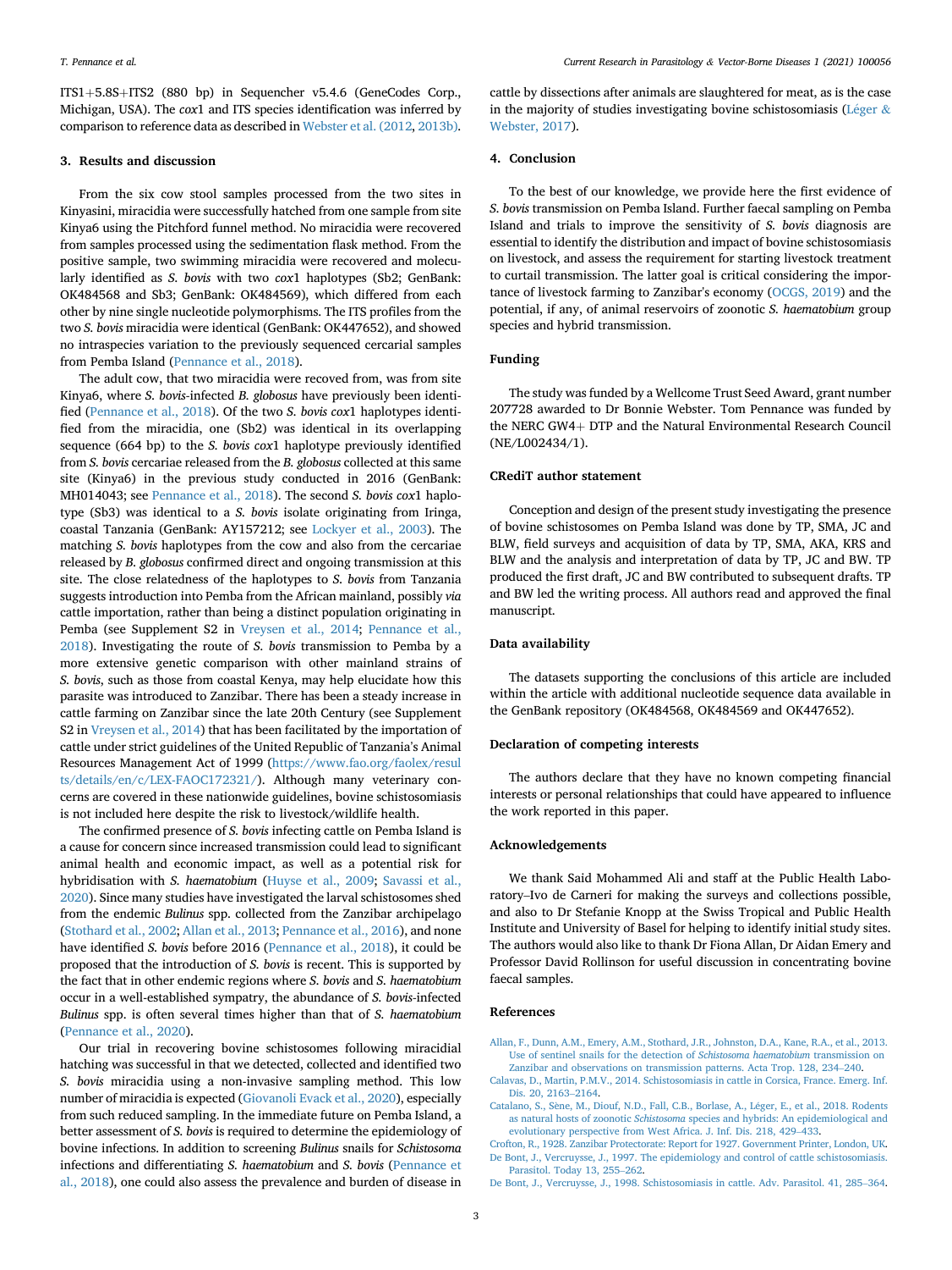ITS1+5.8S+ITS2 (880 bp) in Sequencher v5.4.6 (GeneCodes Corp., Michigan, USA). The *cox*1 and ITS species identification was inferred by comparison to reference data as described in Webster et al. (2012, 2013b).

## 3. Results and discussion

From the six cow stool samples processed from the two sites in Kinyasini, miracidia were successfully hatched from one sample from site Kinya6 using the Pitchford funnel method. No miracidia were recovered from samples processed using the sedimentation flask method. From the positive sample, two swimming miracidia were recovered and molecularly identified as *S. bovis* with two *cox*1 haplotypes (Sb2; GenBank: OK484568 and Sb3; GenBank: OK484569), which differed from each other by nine single nucleotide polymorphisms. The ITS profiles from the two *S. bovis* miracidia were identical (GenBank: OK447652), and showed no intraspecies variation to the previously sequenced cercarial samples from Pemba Island (Pennance et al., 2018).

The adult cow, that two miracidia were recoved from, was from site Kinya6, where *S. bovis*-infected *B. globosus* have previously been identified (Pennance et al., 2018). Of the two *S. bovis cox*1 haplotypes identified from the miracidia, one (Sb2) was identical in its overlapping sequence (664 bp) to the *S. bovis cox*1 haplotype previously identified from *S. bovis* cercariae released from the *B. globosus* collected at this same site (Kinya6) in the previous study conducted in 2016 (GenBank: MH014043; see Pennance et al., 2018). The second *S. bovis cox*1 haplotype (Sb3) was identical to a *S. bovis* isolate originating from Iringa, coastal Tanzania (GenBank: AY157212; see Lockyer et al., 2003). The matching *S. bovis* haplotypes from the cow and also from the cercariae released by *B. globosus* confirmed direct and ongoing transmission at this site. The close relatedness of the haplotypes to *S. bovis* from Tanzania suggests introduction into Pemba from the African mainland, possibly *via* cattle importation, rather than being a distinct population originating in Pemba (see Supplement S2 in Vreysen et al., 2014; Pennance et al., 2018). Investigating the route of *S. bovis* transmission to Pemba by a more extensive genetic comparison with other mainland strains of *S. bovis*, such as those from coastal Kenya, may help elucidate how this parasite was introduced to Zanzibar. There has been a steady increase in cattle farming on Zanzibar since the late 20th Century (see Supplement S2 in Vreysen et al., 2014) that has been facilitated by the importation of cattle under strict guidelines of the United Republic of Tanzania's Animal Resources Management Act of 1999 (https://www.fao.org/faolex/results/details/en/c/LEX-FAOC172321/). Although many veterinary concerns are covered in these nationwide guidelines, bovine schistosomiasis is not included here despite the risk to livestock/wildlife health.

The confirmed presence of *S. bovis* infecting cattle on Pemba Island is a cause for concern since increased transmission could lead to significant animal health and economic impact, as well as a potential risk for hybridisation with *S. haematobium* (Huyse et al., 2009; Savassi et al., 2020). Since many studies have investigated the larval schistosomes shed from the endemic *Bulinus* spp. collected from the Zanzibar archipelago (Stothard et al., 2002; Allan et al., 2013; Pennance et al., 2016), and none have identified *S. bovis* before 2016 (Pennance et al., 2018), it could be proposed that the introduction of *S. bovis* is recent. This is supported by the fact that in other endemic regions where *S. bovis* and *S. haematobium* occur in a well-established sympatry, the abundance of *S. bovis*-infected *Bulinus* spp. is often several times higher than that of *S. haematobium* (Pennance et al., 2020).

Our trial in recovering bovine schistosomes following miracidial hatching was successful in that we detected, collected and identified two *S. bovis* miracidia using a non-invasive sampling method. This low number of miracidia is expected (Giovanoli Evack et al., 2020), especially from such reduced sampling. In the immediate future on Pemba Island, a better assessment of *S. bovis* is required to determine the epidemiology of bovine infections. In addition to screening *Bulinus* snails for *Schistosoma* infections and differentiating *S. haematobium* and *S. bovis* (Pennance et al., 2018), one could also assess the prevalence and burden of disease in cattle by dissections after animals are slaughtered for meat, as is the case in the majority of studies investigating bovine schistosomiasis (Léger & Webster, 2017).

## 4. Conclusion

To the best of our knowledge, we provide here the first evidence of *S. bovis* transmission on Pemba Island. Further faecal sampling on Pemba Island and trials to improve the sensitivity of *S. bovis* diagnosis are essential to identify the distribution and impact of bovine schistosomiasis on livestock, and assess the requirement for starting livestock treatment to curtail transmission. The latter goal is critical considering the importance of livestock farming to Zanzibar's economy (OCGS, 2019) and the potential, if any, of animal reservoirs of zoonotic *S. haematobium* group species and hybrid transmission.

## Funding

The study was funded by a Wellcome Trust Seed Award, grant number 207728 awarded to Dr Bonnie Webster. Tom Pennance was funded by the NERC GW4+ DTP and the Natural Environmental Research Council (NE/L002434/1).

## CRediT author statement

Conception and design of the present study investigating the presence of bovine schistosomes on Pemba Island was done by TP, SMA, JC and BLW, field surveys and acquisition of data by TP, SMA, AKA, KRS and BLW and the analysis and interpretation of data by TP, JC and BW. TP produced the first draft, JC and BW contributed to subsequent drafts. TP and BW led the writing process. All authors read and approved the final manuscript.

## Data availability

The datasets supporting the conclusions of this article are included within the article with additional nucleotide sequence data available in the GenBank repository (OK484568, OK484569 and OK447652).

## Declaration of competing interests

The authors declare that they have no known competing financial interests or personal relationships that could have appeared to influence the work reported in this paper.

## Acknowledgements

We thank Said Mohammed Ali and staff at the Public Health Laboratory–Ivo de Carneri for making the surveys and collections possible, and also to Dr Stefanie Knopp at the Swiss Tropical and Public Health Institute and University of Basel for helping to identify initial study sites. The authors would also like to thank Dr Fiona Allan, Dr Aidan Emery and Professor David Rollinson for useful discussion in concentrating bovine faecal samples.

## References

Allan, F., Dunn, A.M., Emery, A.M., Stothard, J.R., Johnston, D.A., Kane, R.A., et al., 2013. Use of sentinel snails for the detection of *Schistosoma haematobium* transmission on Zanzibar and observations on transmission patterns. Acta Trop. 128, 234–240.

Calavas, D., Martin, P.M.V., 2014. Schistosomiasis in cattle in Corsica, France. Emerg. Inf. Dis. 20, 2163–2164.

Catalano, S., Sène, M., Diouf, N.D., Fall, C.B., Borlase, A., Léger, E., et al., 2018. Rodents as natural hosts of zoonotic *Schistosoma* species and hybrids: An epidemiological and evolutionary perspective from West Africa. J. Inf. Dis. 218, 429–433.

Crofton, R., 1928. Zanzibar Protectorate: Report for 1927. Government Printer, London, UK.

De Bont, J., Vercruysse, J., 1997. The epidemiology and control of cattle schistosomiasis. Parasitol. Today 13, 255–262.

De Bont, J., Vercruysse, J., 1998. Schistosomiasis in cattle. Adv. Parasitol. 41, 285–364.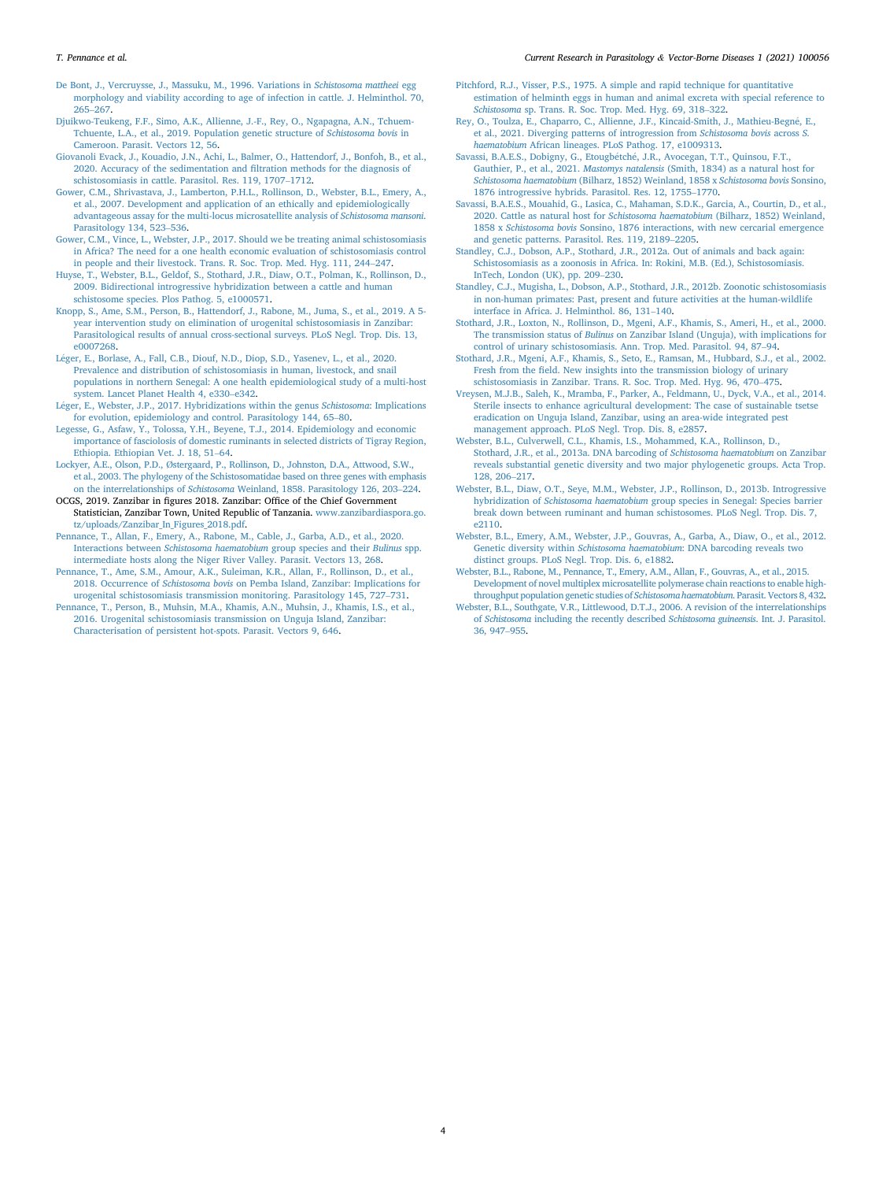De Bont, J., Vercruysse, J., Massuku, M., 1996. Variations in *Schistosoma mattheei* egg morphology and viability according to age of infection in cattle. J. Helminthol. 70, 265–267.

Djuikwo-Teukeng, F.F., Simo, A.K., Allienne, J.-F., Rey, O., Ngapagna, A.N., Tchuem-Tchuente, L.A., et al., 2019. Population genetic structure of *Schistosoma bovis* in Cameroon. Parasit. Vectors 12, 56.

Giovanoli Evack, J., Kouadio, J.N., Achi, L., Balmer, O., Hattendorf, J., Bonfoh, B., et al., 2020. Accuracy of the sedimentation and filtration methods for the diagnosis of schistosomiasis in cattle. Parasitol. Res. 119, 1707–1712.

Gower, C.M., Shrivastava, J., Lamberton, P.H.L., Rollinson, D., Webster, B.L., Emery, A., et al., 2007. Development and application of an ethically and epidemiologically advantageous assay for the multi-locus microsatellite analysis of *Schistosoma mansoni*. Parasitology 134, 523–536.

Gower, C.M., Vince, L., Webster, J.P., 2017. Should we be treating animal schistosomiasis in Africa? The need for a one health economic evaluation of schistosomiasis control in people and their livestock. Trans. R. Soc. Trop. Med. Hyg. 111, 244–247.

Huyse, T., Webster, B.L., Geldof, S., Stothard, J.R., Diaw, O.T., Polman, K., Rollinson, D., 2009. Bidirectional introgressive hybridization between a cattle and human schistosome species. Plos Pathog. 5, e1000571.

Knopp, S., Ame, S.M., Person, B., Hattendorf, J., Rabone, M., Juma, S., et al., 2019. A 5-year intervention study on elimination of urogenital schistosomiasis in Zanzibar: Parasitological results of annual cross-sectional surveys. PLoS Negl. Trop. Dis. 13, e0007268.

Léger, E., Borlase, A., Fall, C.B., Diouf, N.D., Diop, S.D., Yasenev, L., et al., 2020. Prevalence and distribution of schistosomiasis in human, livestock, and snail populations in northern Senegal: A one health epidemiological study of a multi-host system. Lancet Planet Health 4, e330–e342.

Léger, E., Webster, J.P., 2017. Hybridizations within the genus *Schistosoma*: Implications for evolution, epidemiology and control. Parasitology 144, 65–80.

Legesse, G., Asfaw, Y., Tolossa, Y.H., Beyene, T.J., 2014. Epidemiology and economic importance of fasciolosis of domestic ruminants in selected districts of Tigray Region, Ethiopia. Ethiopian Vet. J. 18, 51–64.

Lockyer, A.E., Olson, P.D., Østergaard, P., Rollinson, D., Johnston, D.A., Attwood, S.W., et al., 2003. The phylogeny of the Schistosomatidae based on three genes with emphasis on the interrelationships of *Schistosoma* Weinland, 1858. Parasitology 126, 203–224.

OCGS, 2019. Zanzibar in figures 2018. Zanzibar: Office of the Chief Government Statistician, Zanzibar Town, United Republic of Tanzania. www.zanzibardiaspora.go.tz/uploads/Zanzibar_In_Figures_2018.pdf.

Pennance, T., Allan, F., Emery, A., Rabone, M., Cable, J., Garba, A.D., et al., 2020. Interactions between *Schistosoma haematobium* group species and their *Bulinus* spp. intermediate hosts along the Niger River Valley. Parasit. Vectors 13, 268.

Pennance, T., Ame, S.M., Amour, A.K., Suleiman, K.R., Allan, F., Rollinson, D., et al., 2018. Occurrence of *Schistosoma bovis* on Pemba Island, Zanzibar: Implications for urogenital schistosomiasis transmission monitoring. Parasitology 145, 727–731.

Pennance, T., Person, B., Muhsin, M.A., Khamis, A.N., Muhsin, J., Khamis, I.S., et al., 2016. Urogenital schistosomiasis transmission on Unguja Island, Zanzibar: Characterisation of persistent hot-spots. Parasit. Vectors 9, 646.

Pitchford, R.J., Visser, P.S., 1975. A simple and rapid technique for quantitative estimation of helminth eggs in human and animal excreta with special reference to *Schistosoma* sp. Trans. R. Soc. Trop. Med. Hyg. 69, 318–322.

Rey, O., Toulza, E., Chaparro, C., Allienne, J.F., Kincaid-Smith, J., Mathieu-Begné, E., et al., 2021. Diverging patterns of introgression from *Schistosoma bovis* across *S. haematobium* African lineages. PLoS Pathog. 17, e1009313.

Savassi, B.A.E.S., Dobigny, G., Etougbétché, J.R., Avocegan, T.T., Quinsou, F.T., Gauthier, P., et al., 2021. *Mastomys natalensis* (Smith, 1834) as a natural host for *Schistosoma haematobium* (Bilharz, 1852) Weinland, 1858 x *Schistosoma bovis* Sonsino, 1876 introgressive hybrids. Parasitol. Res. 12, 1755–1770.

Savassi, B.A.E.S., Mouahid, G., Lasica, C., Mahaman, S.D.K., Garcia, A., Courtin, D., et al., 2020. Cattle as natural host for *Schistosoma haematobium* (Bilharz, 1852) Weinland, 1858 x *Schistosoma bovis* Sonsino, 1876 interactions, with new cercarial emergence and genetic patterns. Parasitol. Res. 119, 2189–2205.

Standley, C.J., Dobson, A.P., Stothard, J.R., 2012a. Out of animals and back again: Schistosomiasis as a zoonosis in Africa. In: Rokini, M.B. (Ed.), Schistosomiasis. InTech, London (UK), pp. 209–230.

Standley, C.J., Mugisha, L., Dobson, A.P., Stothard, J.R., 2012b. Zoonotic schistosomiasis in non-human primates: Past, present and future activities at the human-wildlife interface in Africa. J. Helminthol. 86, 131–140.

Stothard, J.R., Loxton, N., Rollinson, D., Mgeni, A.F., Khamis, S., Ameri, H., et al., 2000. The transmission status of *Bulinus* on Zanzibar Island (Unguja), with implications for control of urinary schistosomiasis. Ann. Trop. Med. Parasitol. 94, 87–94.

Stothard, J.R., Mgeni, A.F., Khamis, S., Seto, E., Ramsan, M., Hubbard, S.J., et al., 2002. Fresh from the field. New insights into the transmission biology of urinary schistosomiasis in Zanzibar. Trans. R. Soc. Trop. Med. Hyg. 96, 470–475.

Vreysen, M.J.B., Saleh, K., Mramba, F., Parker, A., Feldmann, U., Dyck, V.A., et al., 2014. Sterile insects to enhance agricultural development: The case of sustainable tsetse eradication on Unguja Island, Zanzibar, using an area-wide integrated pest management approach. PLoS Negl. Trop. Dis. 8, e2857.

Webster, B.L., Culverwell, C.L., Khamis, I.S., Mohammed, K.A., Rollinson, D., Stothard, J.R., et al., 2013a. DNA barcoding of *Schistosoma haematobium* on Zanzibar reveals substantial genetic diversity and two major phylogenetic groups. Acta Trop. 128, 206–217.

Webster, B.L., Diaw, O.T., Seye, M.M., Webster, J.P., Rollinson, D., 2013b. Introgressive hybridization of *Schistosoma haematobium* group species in Senegal: Species barrier break down between ruminant and human schistosomes. PLoS Negl. Trop. Dis. 7, e2110.

Webster, B.L., Emery, A.M., Webster, J.P., Gouvras, A., Garba, A., Diaw, O., et al., 2012. Genetic diversity within *Schistosoma haematobium*: DNA barcoding reveals two distinct groups. PLoS Negl. Trop. Dis. 6, e1882.

Webster, B.L., Rabone, M., Pennance, T., Emery, A.M., Allan, F., Gouvras, A., et al., 2015. Development of novel multiplex microsatellite polymerase chain reactions to enable high-throughput population genetic studies of *Schistosoma haematobium*. Parasit. Vectors 8, 432.

Webster, B.L., Southgate, V.R., Littlewood, D.T.J., 2006. A revision of the interrelationships of *Schistosoma* including the recently described *Schistosoma guineensis*. Int. J. Parasitol. 36, 947–955.